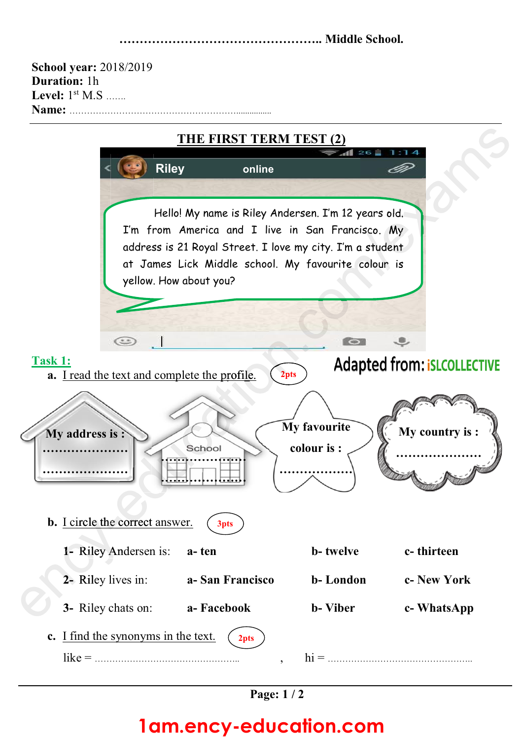……………………………………….. Middle School.

**School year:** 2018/2019
**Duration:** 1h
**Level:** 1st M.S …….
**Name:** ……………………………………………………...............

# THE FIRST TERM TEST (2)

Riley online

Hello! My name is Riley Andersen. I'm 12 years old. I'm from America and I live in San Francisco. My address is 21 Royal Street. I love my city. I'm a student at James Lick Middle school. My favourite colour is yellow. How about you?

## Task 1:

Adapted from: iSLCOLLECTIVE

**a.** I read the text and complete the profile. (2pts)

- **My address is :** …………………… ……………………
- School ……………………
- **My favourite colour is :** ………………
- **My country is :** …………………

**b.** I circle the correct answer. (3pts)

1- Riley Andersen is: **a- ten** **b- twelve** **c- thirteen**

2- Riley lives in: **a- San Francisco** **b- London** **c- New York**

3- Riley chats on: **a- Facebook** **b- Viber** **c- WhatsApp**

**c.** I find the synonyms in the text. (2pts)

like = …………………………………………… , hi = ……………………………………………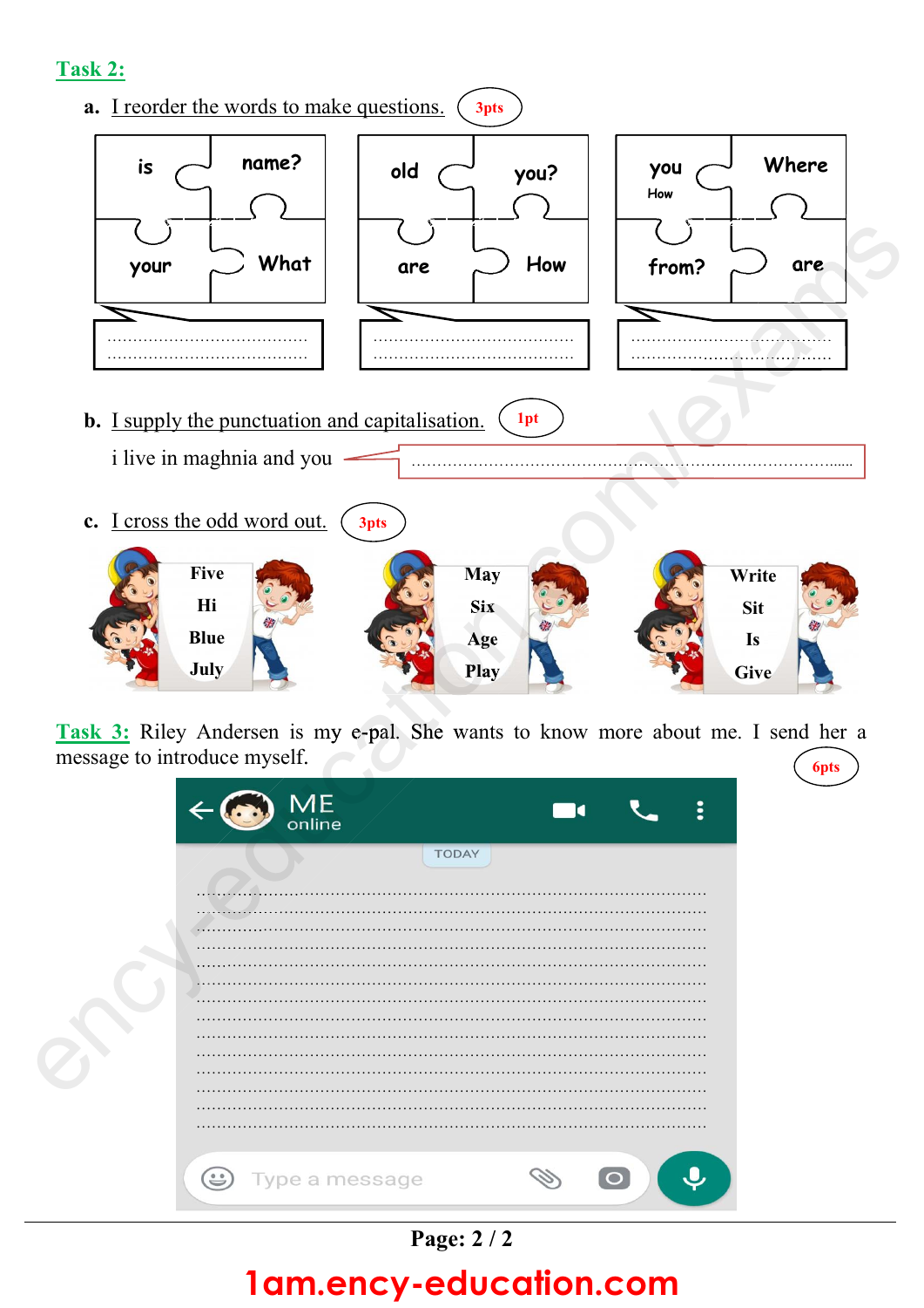## Task 2:

**a.** I reorder the words to make questions. (3pts)

| | | |
|---|---|---|
| is / name? / your / What | old / you? / are / How | you / How / Where / from? / are |
| ……………………………… ……………………………… | ……………………………… ……………………………… | ……………………………… ……………………………… |

**b.** I supply the punctuation and capitalisation. (1pt)

i live in maghnia and you ……………………………………………………………………

**c.** I cross the odd word out. (3pts)

| | | |
|---|---|---|
| Five<br>Hi<br>Blue<br>July | May<br>Six<br>Age<br>Play | Write<br>Sit<br>Is<br>Give |

**Task 3:** Riley Andersen is my e-pal. She wants to know more about me. I send her a message to introduce myself. (6pts)

ME
online

TODAY

……………………………………………………………………………………
……………………………………………………………………………………
……………………………………………………………………………………
……………………………………………………………………………………
……………………………………………………………………………………
……………………………………………………………………………………
……………………………………………………………………………………
……………………………………………………………………………………
……………………………………………………………………………………
……………………………………………………………………………………
……………………………………………………………………………………
……………………………………………………………………………………
……………………………………………………………………………………
……………………………………………………………………………………

Type a message

1am.ency-education.com